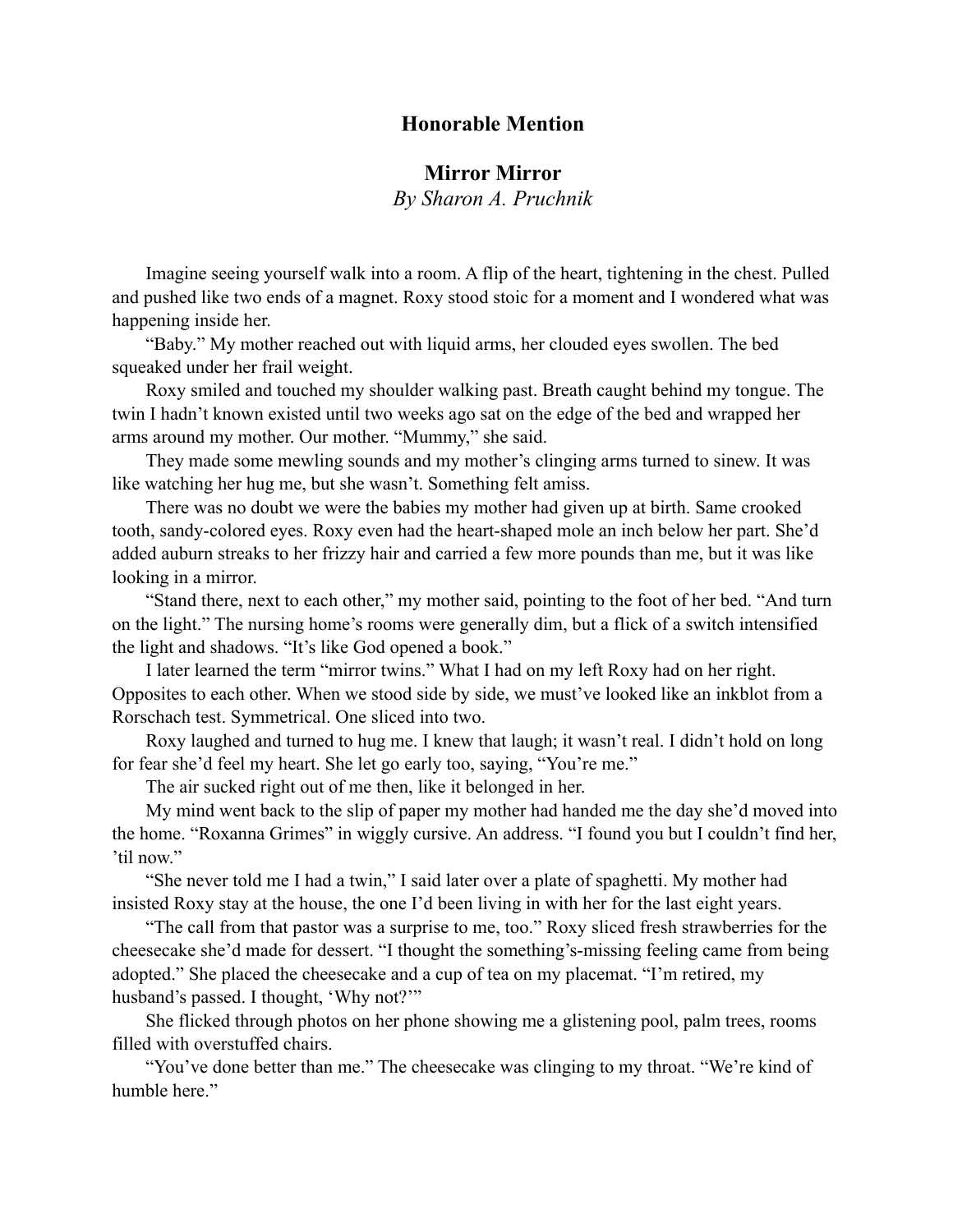## Honorable Mention

## Mirror Mirror

*By Sharon A. Pruchnik*

Imagine seeing yourself walk into a room. A flip of the heart, tightening in the chest. Pulled and pushed like two ends of a magnet. Roxy stood stoic for a moment and I wondered what was happening inside her.

"Baby." My mother reached out with liquid arms, her clouded eyes swollen. The bed squeaked under her frail weight.

Roxy smiled and touched my shoulder walking past. Breath caught behind my tongue. The twin I hadn't known existed until two weeks ago sat on the edge of the bed and wrapped her arms around my mother. Our mother. "Mummy," she said.

They made some mewling sounds and my mother's clinging arms turned to sinew. It was like watching her hug me, but she wasn't. Something felt amiss.

There was no doubt we were the babies my mother had given up at birth. Same crooked tooth, sandy-colored eyes. Roxy even had the heart-shaped mole an inch below her part. She'd added auburn streaks to her frizzy hair and carried a few more pounds than me, but it was like looking in a mirror.

"Stand there, next to each other," my mother said, pointing to the foot of her bed. "And turn on the light." The nursing home's rooms were generally dim, but a flick of a switch intensified the light and shadows. "It's like God opened a book."

I later learned the term "mirror twins." What I had on my left Roxy had on her right. Opposites to each other. When we stood side by side, we must've looked like an inkblot from a Rorschach test. Symmetrical. One sliced into two.

Roxy laughed and turned to hug me. I knew that laugh; it wasn't real. I didn't hold on long for fear she'd feel my heart. She let go early too, saying, "You're me."

The air sucked right out of me then, like it belonged in her.

My mind went back to the slip of paper my mother had handed me the day she'd moved into the home. "Roxanna Grimes" in wiggly cursive. An address. "I found you but I couldn't find her, 'til now."

"She never told me I had a twin," I said later over a plate of spaghetti. My mother had insisted Roxy stay at the house, the one I'd been living in with her for the last eight years.

"The call from that pastor was a surprise to me, too." Roxy sliced fresh strawberries for the cheesecake she'd made for dessert. "I thought the something's-missing feeling came from being adopted." She placed the cheesecake and a cup of tea on my placemat. "I'm retired, my husband's passed. I thought, 'Why not?'"

She flicked through photos on her phone showing me a glistening pool, palm trees, rooms filled with overstuffed chairs.

"You've done better than me." The cheesecake was clinging to my throat. "We're kind of humble here."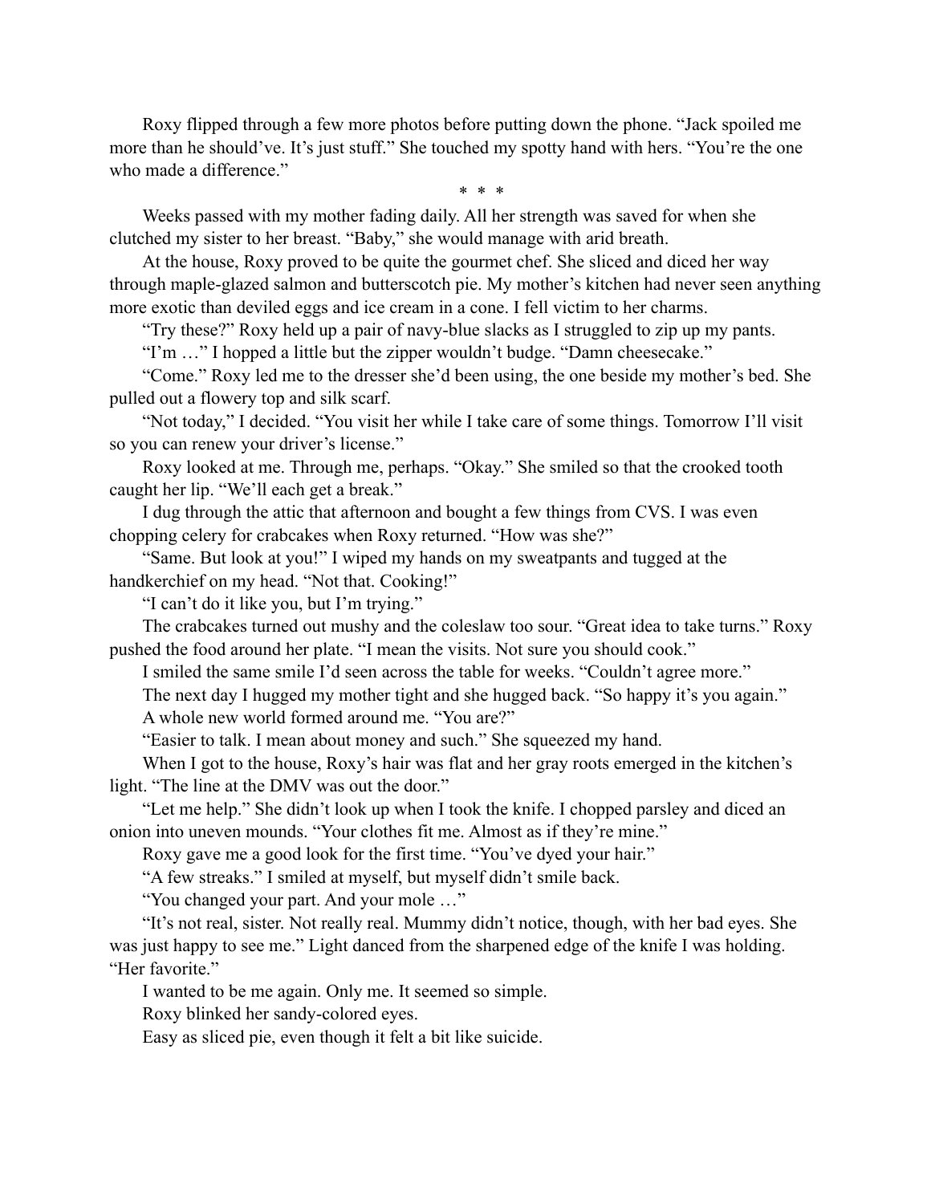Roxy flipped through a few more photos before putting down the phone. “Jack spoiled me more than he should’ve. It’s just stuff.” She touched my spotty hand with hers. “You’re the one who made a difference.”

\* \* \*

Weeks passed with my mother fading daily. All her strength was saved for when she clutched my sister to her breast. “Baby,” she would manage with arid breath.

At the house, Roxy proved to be quite the gourmet chef. She sliced and diced her way through maple-glazed salmon and butterscotch pie. My mother’s kitchen had never seen anything more exotic than deviled eggs and ice cream in a cone. I fell victim to her charms.

“Try these?” Roxy held up a pair of navy-blue slacks as I struggled to zip up my pants.

“I’m …” I hopped a little but the zipper wouldn’t budge. “Damn cheesecake.”

“Come.” Roxy led me to the dresser she’d been using, the one beside my mother’s bed. She pulled out a flowery top and silk scarf.

“Not today,” I decided. “You visit her while I take care of some things. Tomorrow I’ll visit so you can renew your driver’s license.”

Roxy looked at me. Through me, perhaps. “Okay.” She smiled so that the crooked tooth caught her lip. “We’ll each get a break.”

I dug through the attic that afternoon and bought a few things from CVS. I was even chopping celery for crabcakes when Roxy returned. “How was she?”

“Same. But look at you!” I wiped my hands on my sweatpants and tugged at the handkerchief on my head. “Not that. Cooking!”

“I can’t do it like you, but I’m trying.”

The crabcakes turned out mushy and the coleslaw too sour. “Great idea to take turns.” Roxy pushed the food around her plate. “I mean the visits. Not sure you should cook.”

I smiled the same smile I’d seen across the table for weeks. “Couldn’t agree more.”

The next day I hugged my mother tight and she hugged back. “So happy it’s you again.”

A whole new world formed around me. “You are?”

“Easier to talk. I mean about money and such.” She squeezed my hand.

When I got to the house, Roxy’s hair was flat and her gray roots emerged in the kitchen’s light. “The line at the DMV was out the door.”

“Let me help.” She didn’t look up when I took the knife. I chopped parsley and diced an onion into uneven mounds. “Your clothes fit me. Almost as if they’re mine.”

Roxy gave me a good look for the first time. “You’ve dyed your hair.”

“A few streaks.” I smiled at myself, but myself didn’t smile back.

“You changed your part. And your mole …”

“It’s not real, sister. Not really real. Mummy didn’t notice, though, with her bad eyes. She was just happy to see me.” Light danced from the sharpened edge of the knife I was holding. “Her favorite.”

I wanted to be me again. Only me. It seemed so simple.

Roxy blinked her sandy-colored eyes.

Easy as sliced pie, even though it felt a bit like suicide.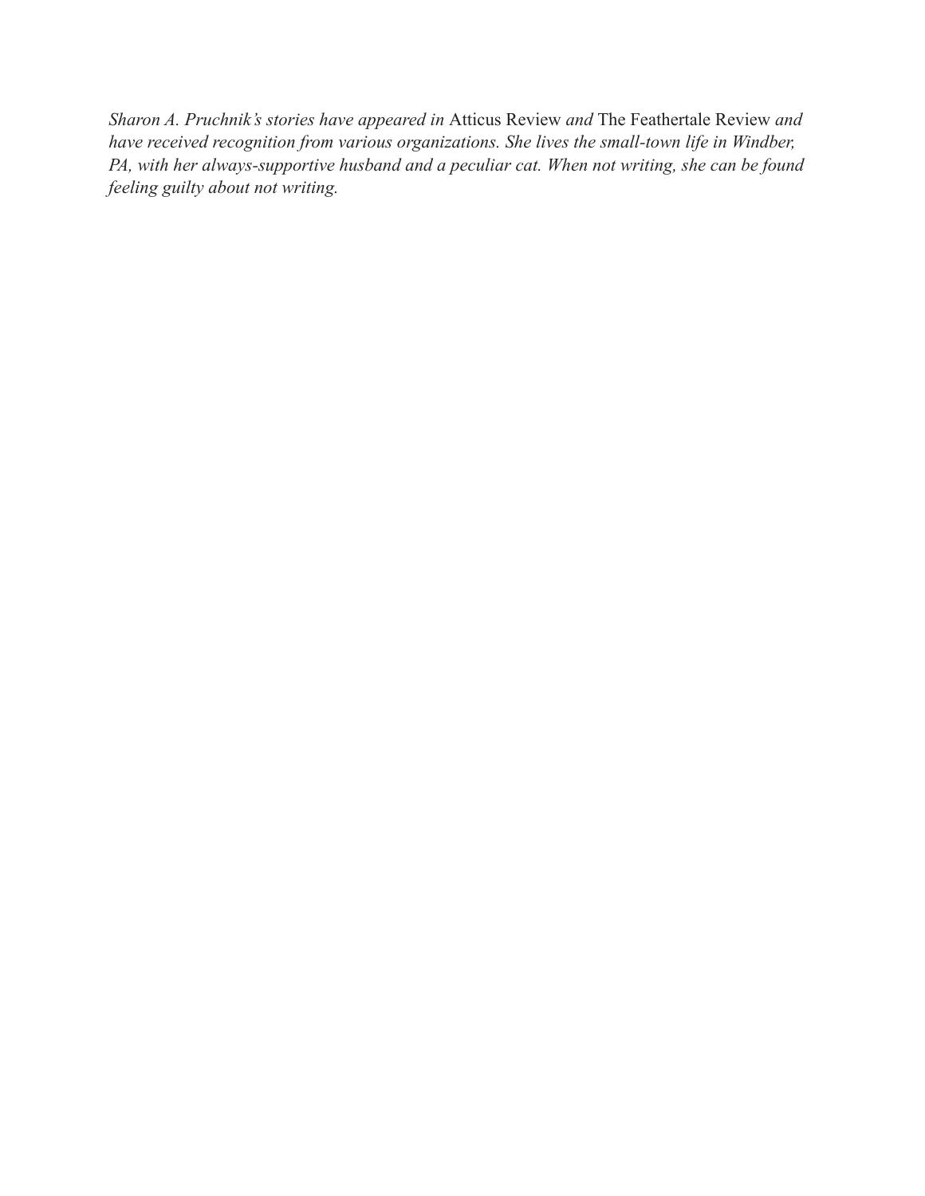*Sharon A. Pruchnik's stories have appeared in* Atticus Review *and* The Feathertale Review *and have received recognition from various organizations. She lives the small-town life in Windber, PA, with her always-supportive husband and a peculiar cat. When not writing, she can be found feeling guilty about not writing.*